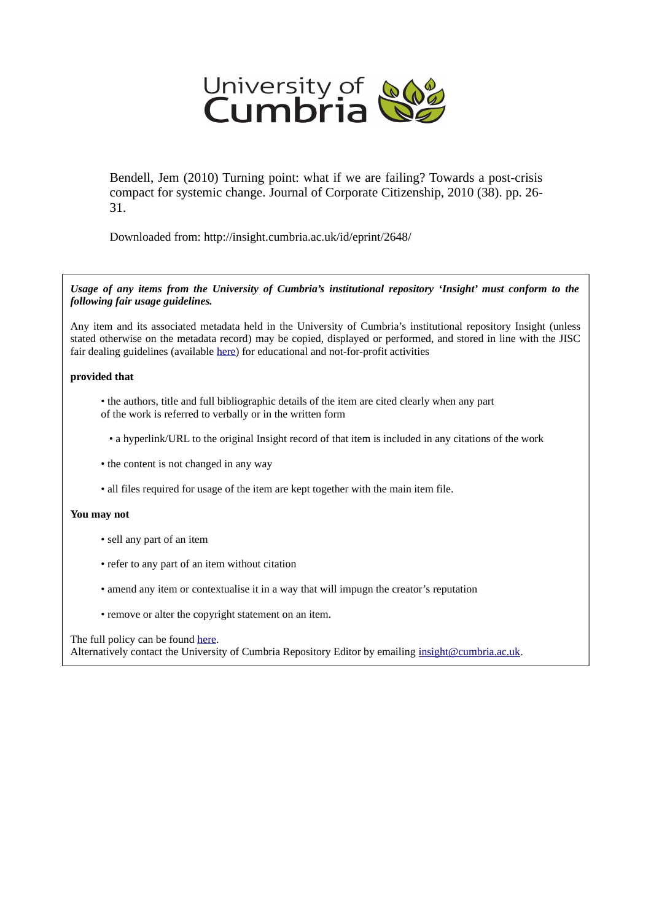University of Cumbria

Bendell, Jem (2010) Turning point: what if we are failing? Towards a post-crisis compact for systemic change. Journal of Corporate Citizenship, 2010 (38). pp. 26-31.

Downloaded from: http://insight.cumbria.ac.uk/id/eprint/2648/

***Usage of any items from the University of Cumbria's institutional repository 'Insight' must conform to the following fair usage guidelines.***

Any item and its associated metadata held in the University of Cumbria's institutional repository Insight (unless stated otherwise on the metadata record) may be copied, displayed or performed, and stored in line with the JISC fair dealing guidelines (available here) for educational and not-for-profit activities

**provided that**

- the authors, title and full bibliographic details of the item are cited clearly when any part of the work is referred to verbally or in the written form
- a hyperlink/URL to the original Insight record of that item is included in any citations of the work
- the content is not changed in any way
- all files required for usage of the item are kept together with the main item file.

**You may not**

- sell any part of an item
- refer to any part of an item without citation
- amend any item or contextualise it in a way that will impugn the creator's reputation
- remove or alter the copyright statement on an item.

The full policy can be found here.
Alternatively contact the University of Cumbria Repository Editor by emailing insight@cumbria.ac.uk.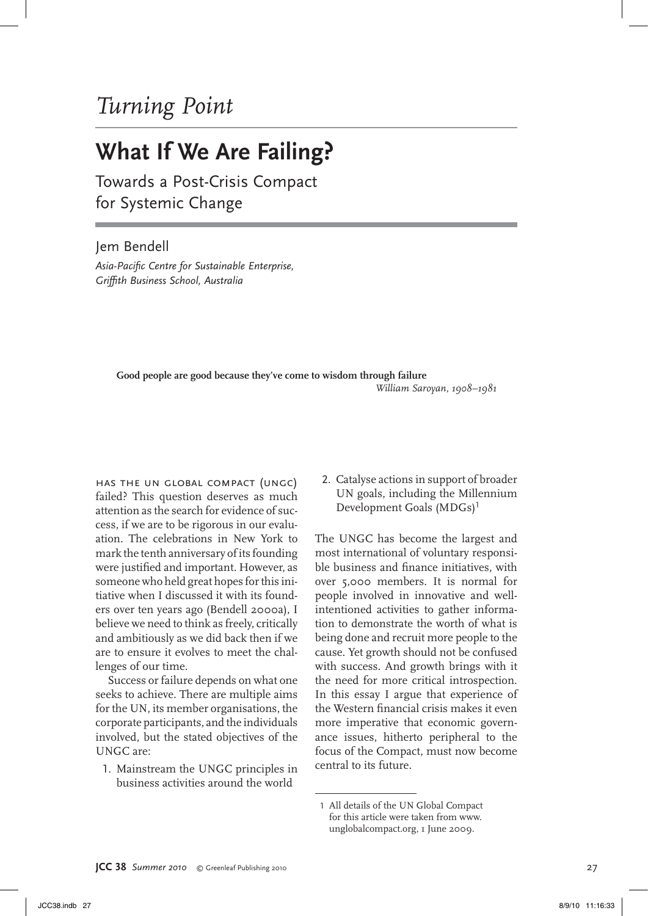*Turning Point*

# What If We Are Failing?

## Towards a Post-Crisis Compact for Systemic Change

Jem Bendell

*Asia-Pacific Centre for Sustainable Enterprise, Griffith Business School, Australia*

> **Good people are good because they've come to wisdom through failure**
>
> *William Saroyan, 1908–1981*

HAS THE UN GLOBAL COMPACT (UNGC) failed? This question deserves as much attention as the search for evidence of success, if we are to be rigorous in our evaluation. The celebrations in New York to mark the tenth anniversary of its founding were justified and important. However, as someone who held great hopes for this initiative when I discussed it with its founders over ten years ago (Bendell 2000a), I believe we need to think as freely, critically and ambitiously as we did back then if we are to ensure it evolves to meet the challenges of our time.

Success or failure depends on what one seeks to achieve. There are multiple aims for the UN, its member organisations, the corporate participants, and the individuals involved, but the stated objectives of the UNGC are:

1. Mainstream the UNGC principles in business activities around the world
2. Catalyse actions in support of broader UN goals, including the Millennium Development Goals (MDGs)[1]

The UNGC has become the largest and most international of voluntary responsible business and finance initiatives, with over 5,000 members. It is normal for people involved in innovative and well-intentioned activities to gather information to demonstrate the worth of what is being done and recruit more people to the cause. Yet growth should not be confused with success. And growth brings with it the need for more critical introspection. In this essay I argue that experience of the Western financial crisis makes it even more imperative that economic governance issues, hitherto peripheral to the focus of the Compact, must now become central to its future.

---

[1] All details of the UN Global Compact for this article were taken from www.unglobalcompact.org, 1 June 2009.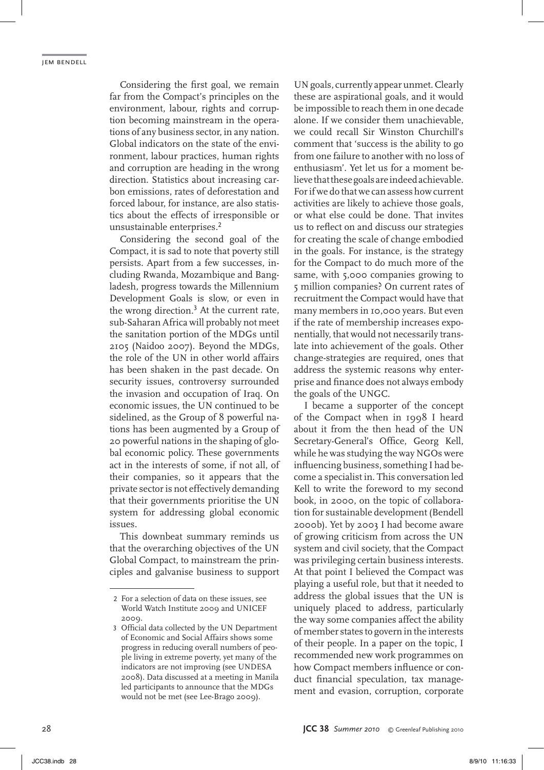Considering the first goal, we remain far from the Compact's principles on the environment, labour, rights and corruption becoming mainstream in the operations of any business sector, in any nation. Global indicators on the state of the environment, labour practices, human rights and corruption are heading in the wrong direction. Statistics about increasing carbon emissions, rates of deforestation and forced labour, for instance, are also statistics about the effects of irresponsible or unsustainable enterprises.[2]

Considering the second goal of the Compact, it is sad to note that poverty still persists. Apart from a few successes, including Rwanda, Mozambique and Bangladesh, progress towards the Millennium Development Goals is slow, or even in the wrong direction.[3] At the current rate, sub-Saharan Africa will probably not meet the sanitation portion of the MDGs until 2105 (Naidoo 2007). Beyond the MDGs, the role of the UN in other world affairs has been shaken in the past decade. On security issues, controversy surrounded the invasion and occupation of Iraq. On economic issues, the UN continued to be sidelined, as the Group of 8 powerful nations has been augmented by a Group of 20 powerful nations in the shaping of global economic policy. These governments act in the interests of some, if not all, of their companies, so it appears that the private sector is not effectively demanding that their governments prioritise the UN system for addressing global economic issues.

This downbeat summary reminds us that the overarching objectives of the UN Global Compact, to mainstream the principles and galvanise business to support UN goals, currently appear unmet. Clearly these are aspirational goals, and it would be impossible to reach them in one decade alone. If we consider them unachievable, we could recall Sir Winston Churchill's comment that 'success is the ability to go from one failure to another with no loss of enthusiasm'. Yet let us for a moment believe that these goals are indeed achievable. For if we do that we can assess how current activities are likely to achieve those goals, or what else could be done. That invites us to reflect on and discuss our strategies for creating the scale of change embodied in the goals. For instance, is the strategy for the Compact to do much more of the same, with 5,000 companies growing to 5 million companies? On current rates of recruitment the Compact would have that many members in 10,000 years. But even if the rate of membership increases exponentially, that would not necessarily translate into achievement of the goals. Other change-strategies are required, ones that address the systemic reasons why enterprise and finance does not always embody the goals of the UNGC.

I became a supporter of the concept of the Compact when in 1998 I heard about it from the then head of the UN Secretary-General's Office, Georg Kell, while he was studying the way NGOs were influencing business, something I had become a specialist in. This conversation led Kell to write the foreword to my second book, in 2000, on the topic of collaboration for sustainable development (Bendell 2000b). Yet by 2003 I had become aware of growing criticism from across the UN system and civil society, that the Compact was privileging certain business interests. At that point I believed the Compact was playing a useful role, but that it needed to address the global issues that the UN is uniquely placed to address, particularly the way some companies affect the ability of member states to govern in the interests of their people. In a paper on the topic, I recommended new work programmes on how Compact members influence or conduct financial speculation, tax management and evasion, corruption, corporate

---

2 For a selection of data on these issues, see World Watch Institute 2009 and UNICEF 2009.

3 Official data collected by the UN Department of Economic and Social Affairs shows some progress in reducing overall numbers of people living in extreme poverty, yet many of the indicators are not improving (see UNDESA 2008). Data discussed at a meeting in Manila led participants to announce that the MDGs would not be met (see Lee-Brago 2009).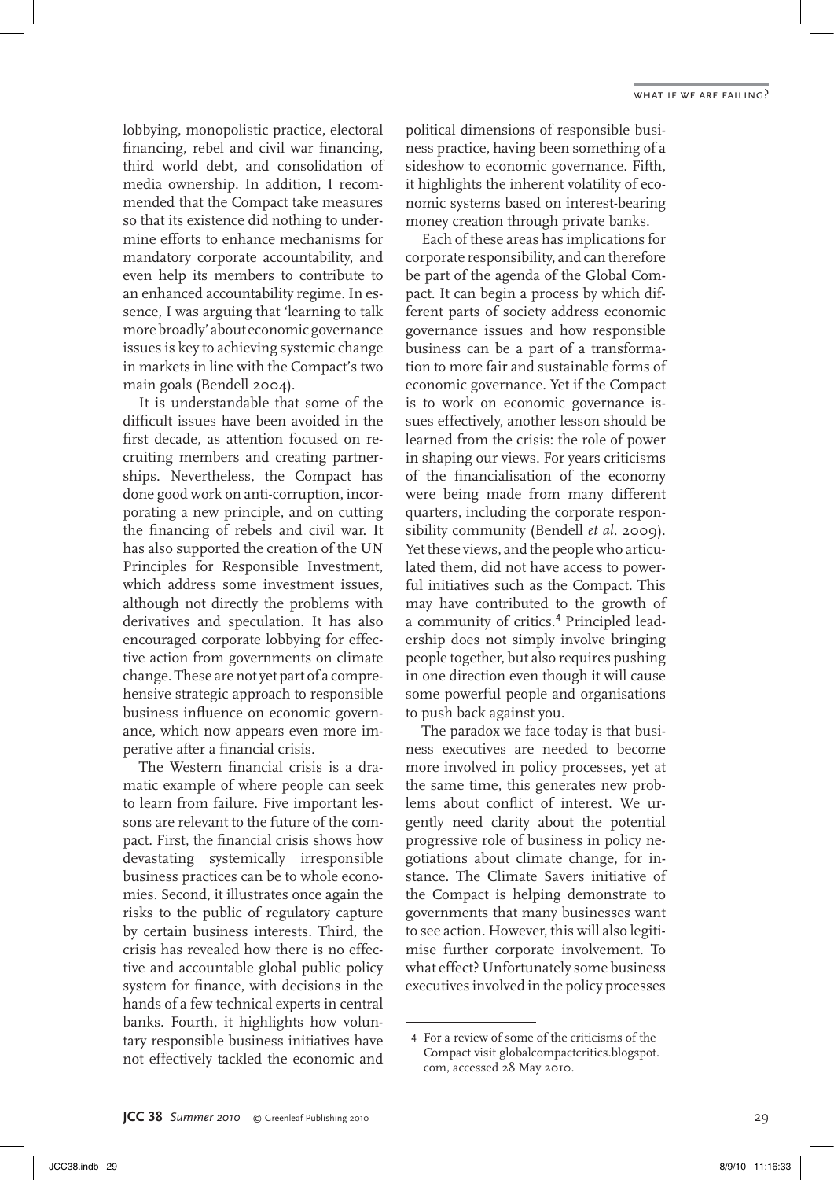lobbying, monopolistic practice, electoral financing, rebel and civil war financing, third world debt, and consolidation of media ownership. In addition, I recommended that the Compact take measures so that its existence did nothing to undermine efforts to enhance mechanisms for mandatory corporate accountability, and even help its members to contribute to an enhanced accountability regime. In essence, I was arguing that 'learning to talk more broadly' about economic governance issues is key to achieving systemic change in markets in line with the Compact's two main goals (Bendell 2004).

It is understandable that some of the difficult issues have been avoided in the first decade, as attention focused on recruiting members and creating partnerships. Nevertheless, the Compact has done good work on anti-corruption, incorporating a new principle, and on cutting the financing of rebels and civil war. It has also supported the creation of the UN Principles for Responsible Investment, which address some investment issues, although not directly the problems with derivatives and speculation. It has also encouraged corporate lobbying for effective action from governments on climate change. These are not yet part of a comprehensive strategic approach to responsible business influence on economic governance, which now appears even more imperative after a financial crisis.

The Western financial crisis is a dramatic example of where people can seek to learn from failure. Five important lessons are relevant to the future of the compact. First, the financial crisis shows how devastating systemically irresponsible business practices can be to whole economies. Second, it illustrates once again the risks to the public of regulatory capture by certain business interests. Third, the crisis has revealed how there is no effective and accountable global public policy system for finance, with decisions in the hands of a few technical experts in central banks. Fourth, it highlights how voluntary responsible business initiatives have not effectively tackled the economic and political dimensions of responsible business practice, having been something of a sideshow to economic governance. Fifth, it highlights the inherent volatility of economic systems based on interest-bearing money creation through private banks.

Each of these areas has implications for corporate responsibility, and can therefore be part of the agenda of the Global Compact. It can begin a process by which different parts of society address economic governance issues and how responsible business can be a part of a transformation to more fair and sustainable forms of economic governance. Yet if the Compact is to work on economic governance issues effectively, another lesson should be learned from the crisis: the role of power in shaping our views. For years criticisms of the financialisation of the economy were being made from many different quarters, including the corporate responsibility community (Bendell *et al.* 2009). Yet these views, and the people who articulated them, did not have access to powerful initiatives such as the Compact. This may have contributed to the growth of a community of critics.[4] Principled leadership does not simply involve bringing people together, but also requires pushing in one direction even though it will cause some powerful people and organisations to push back against you.

The paradox we face today is that business executives are needed to become more involved in policy processes, yet at the same time, this generates new problems about conflict of interest. We urgently need clarity about the potential progressive role of business in policy negotiations about climate change, for instance. The Climate Savers initiative of the Compact is helping demonstrate to governments that many businesses want to see action. However, this will also legitimise further corporate involvement. To what effect? Unfortunately some business executives involved in the policy processes

4 For a review of some of the criticisms of the Compact visit globalcompactcritics.blogspot.com, accessed 28 May 2010.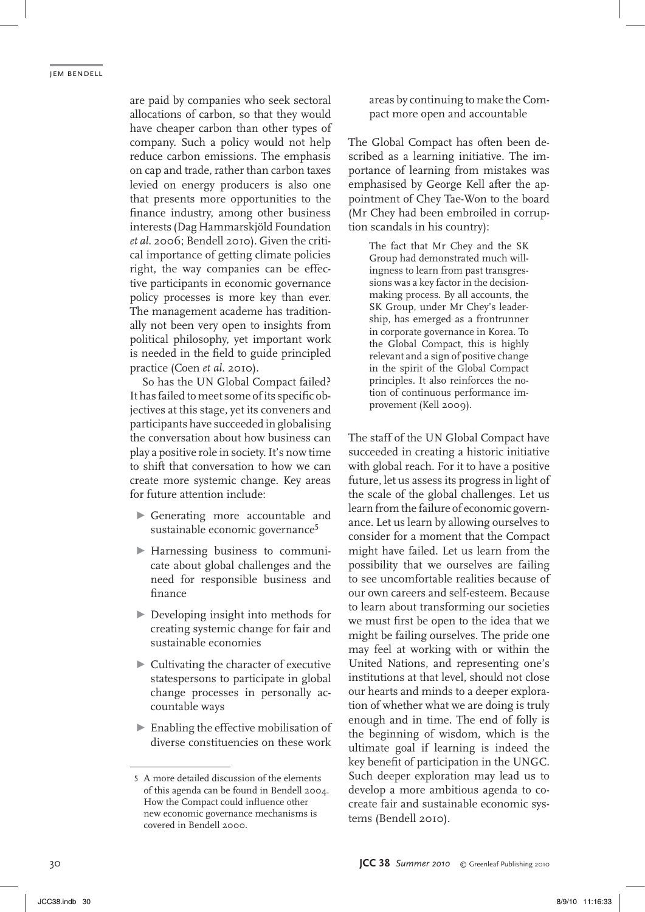are paid by companies who seek sectoral allocations of carbon, so that they would have cheaper carbon than other types of company. Such a policy would not help reduce carbon emissions. The emphasis on cap and trade, rather than carbon taxes levied on energy producers is also one that presents more opportunities to the finance industry, among other business interests (Dag Hammarskjöld Foundation *et al*. 2006; Bendell 2010). Given the critical importance of getting climate policies right, the way companies can be effective participants in economic governance policy processes is more key than ever. The management academe has traditionally not been very open to insights from political philosophy, yet important work is needed in the field to guide principled practice (Coen *et al*. 2010).

So has the UN Global Compact failed? It has failed to meet some of its specific objectives at this stage, yet its conveners and participants have succeeded in globalising the conversation about how business can play a positive role in society. It's now time to shift that conversation to how we can create more systemic change. Key areas for future attention include:

- Generating more accountable and sustainable economic governance[5]
- Harnessing business to communicate about global challenges and the need for responsible business and finance
- Developing insight into methods for creating systemic change for fair and sustainable economies
- Cultivating the character of executive statespersons to participate in global change processes in personally accountable ways
- Enabling the effective mobilisation of diverse constituencies on these work areas by continuing to make the Compact more open and accountable

The Global Compact has often been described as a learning initiative. The importance of learning from mistakes was emphasised by George Kell after the appointment of Chey Tae-Won to the board (Mr Chey had been embroiled in corruption scandals in his country):

> The fact that Mr Chey and the SK Group had demonstrated much willingness to learn from past transgressions was a key factor in the decision-making process. By all accounts, the SK Group, under Mr Chey's leadership, has emerged as a frontrunner in corporate governance in Korea. To the Global Compact, this is highly relevant and a sign of positive change in the spirit of the Global Compact principles. It also reinforces the notion of continuous performance improvement (Kell 2009).

The staff of the UN Global Compact have succeeded in creating a historic initiative with global reach. For it to have a positive future, let us assess its progress in light of the scale of the global challenges. Let us learn from the failure of economic governance. Let us learn by allowing ourselves to consider for a moment that the Compact might have failed. Let us learn from the possibility that we ourselves are failing to see uncomfortable realities because of our own careers and self-esteem. Because to learn about transforming our societies we must first be open to the idea that we might be failing ourselves. The pride one may feel at working with or within the United Nations, and representing one's institutions at that level, should not close our hearts and minds to a deeper exploration of whether what we are doing is truly enough and in time. The end of folly is the beginning of wisdom, which is the ultimate goal if learning is indeed the key benefit of participation in the UNGC. Such deeper exploration may lead us to develop a more ambitious agenda to co-create fair and sustainable economic systems (Bendell 2010).

---

5 A more detailed discussion of the elements of this agenda can be found in Bendell 2004. How the Compact could influence other new economic governance mechanisms is covered in Bendell 2000.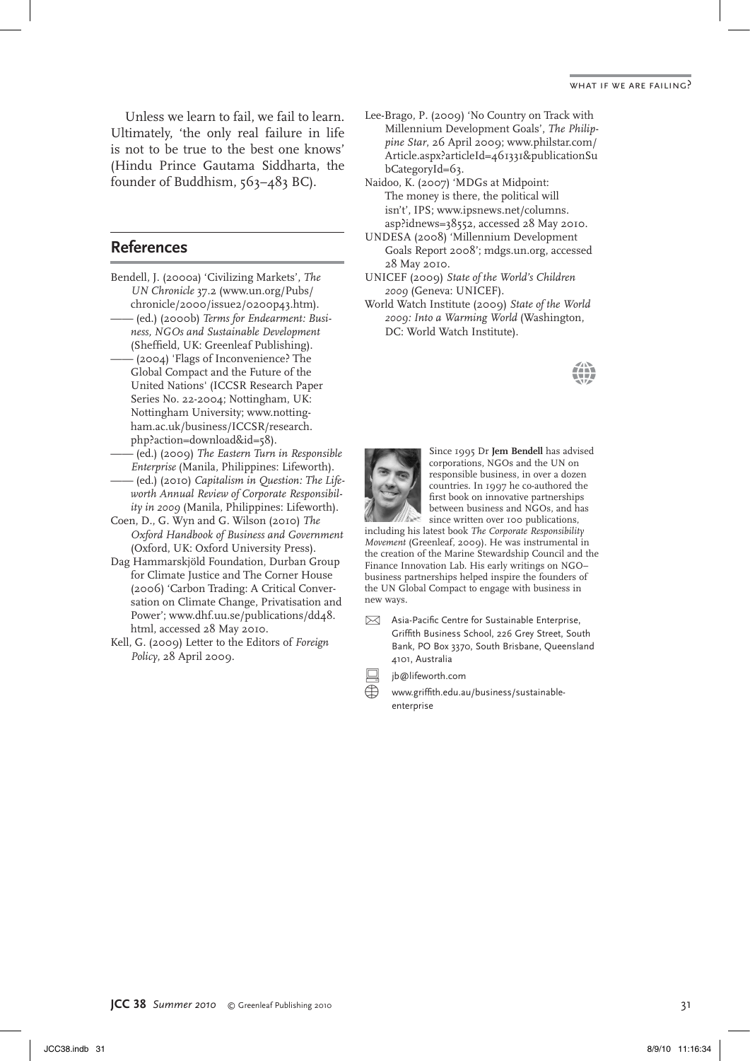Unless we learn to fail, we fail to learn. Ultimately, 'the only real failure in life is not to be true to the best one knows' (Hindu Prince Gautama Siddharta, the founder of Buddhism, 563–483 BC).

## References

Bendell, J. (2000a) 'Civilizing Markets', *The UN Chronicle* 37.2 (www.un.org/Pubs/chronicle/2000/issue2/0200p43.htm).

—— (ed.) (2000b) *Terms for Endearment: Business, NGOs and Sustainable Development* (Sheffield, UK: Greenleaf Publishing).

—— (2004) 'Flags of Inconvenience? The Global Compact and the Future of the United Nations' (ICCSR Research Paper Series No. 22-2004; Nottingham, UK: Nottingham University; www.nottingham.ac.uk/business/ICCSR/research.php?action=download&id=58).

—— (ed.) (2009) *The Eastern Turn in Responsible Enterprise* (Manila, Philippines: Lifeworth).

—— (ed.) (2010) *Capitalism in Question: The Lifeworth Annual Review of Corporate Responsibility in 2009* (Manila, Philippines: Lifeworth).

Coen, D., G. Wyn and G. Wilson (2010) *The Oxford Handbook of Business and Government* (Oxford, UK: Oxford University Press).

Dag Hammarskjöld Foundation, Durban Group for Climate Justice and The Corner House (2006) 'Carbon Trading: A Critical Conversation on Climate Change, Privatisation and Power'; www.dhf.uu.se/publications/dd48.html, accessed 28 May 2010.

Kell, G. (2009) Letter to the Editors of *Foreign Policy*, 28 April 2009.

Lee-Brago, P. (2009) 'No Country on Track with Millennium Development Goals', *The Philippine Star*, 26 April 2009; www.philstar.com/Article.aspx?articleId=461331&publicationSubCategoryId=63.

Naidoo, K. (2007) 'MDGs at Midpoint: The money is there, the political will isn't', IPS; www.ipsnews.net/columns.asp?idnews=38552, accessed 28 May 2010.

UNDESA (2008) 'Millennium Development Goals Report 2008'; mdgs.un.org, accessed 28 May 2010.

UNICEF (2009) *State of the World's Children 2009* (Geneva: UNICEF).

World Watch Institute (2009) *State of the World 2009: Into a Warming World* (Washington, DC: World Watch Institute).

Since 1995 Dr **Jem Bendell** has advised corporations, NGOs and the UN on responsible business, in over a dozen countries. In 1997 he co-authored the first book on innovative partnerships between business and NGOs, and has since written over 100 publications, including his latest book *The Corporate Responsibility Movement* (Greenleaf, 2009). He was instrumental in the creation of the Marine Stewardship Council and the Finance Innovation Lab. His early writings on NGO–business partnerships helped inspire the founders of the UN Global Compact to engage with business in new ways.

Asia-Pacific Centre for Sustainable Enterprise, Griffith Business School, 226 Grey Street, South Bank, PO Box 3370, South Brisbane, Queensland 4101, Australia

jb@lifeworth.com

www.griffith.edu.au/business/sustainable-enterprise